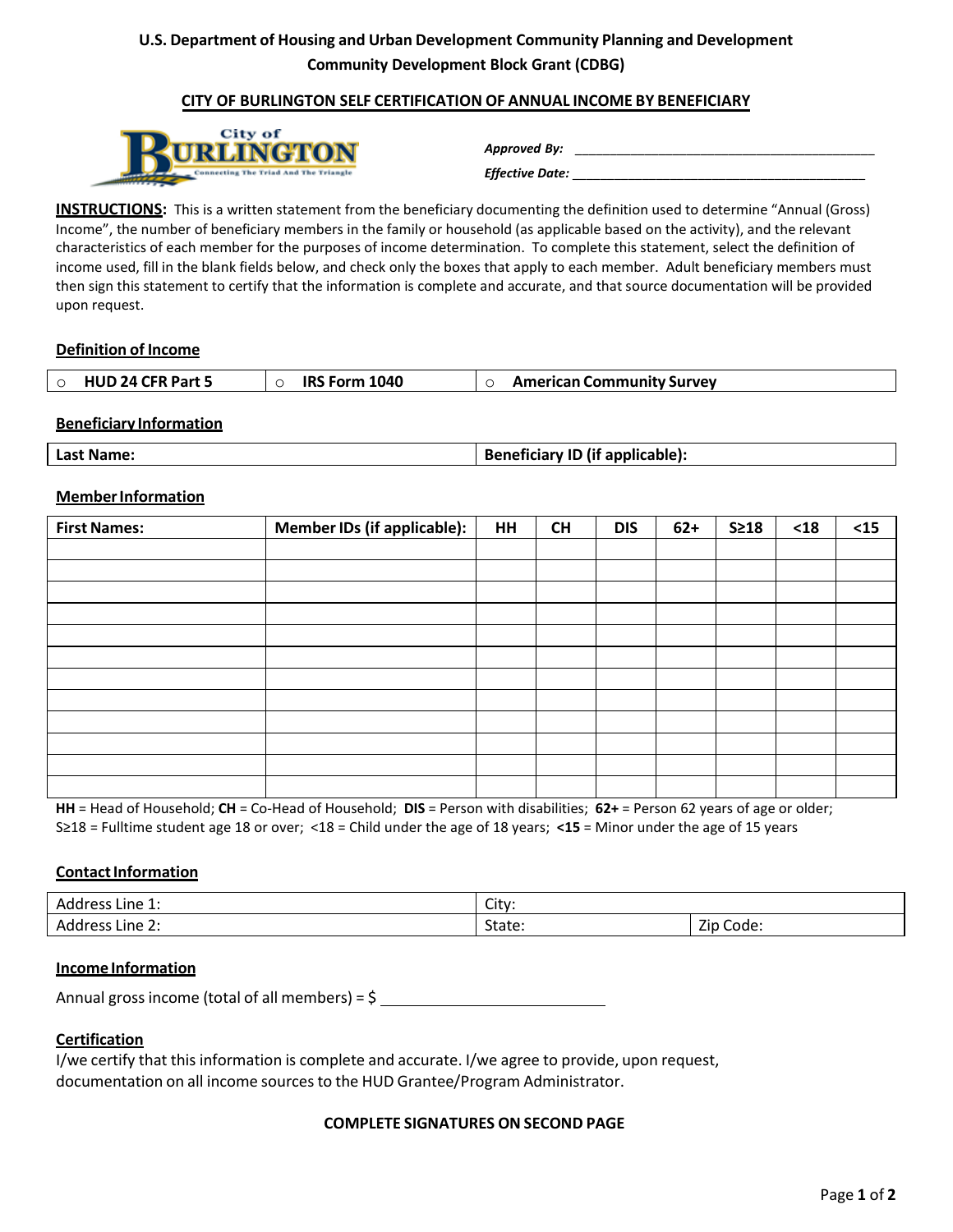**U.S. Department of Housing and Urban Development Community Planning and Development**
**Community Development Block Grant (CDBG)**

## CITY OF BURLINGTON SELF CERTIFICATION OF ANNUAL INCOME BY BENEFICIARY

City of BURLINGTON
Connecting The Triad And The Triangle

***Approved By:*** ________________________________________

***Effective Date:*** ________________________________________

**INSTRUCTIONS:** This is a written statement from the beneficiary documenting the definition used to determine "Annual (Gross) Income", the number of beneficiary members in the family or household (as applicable based on the activity), and the relevant characteristics of each member for the purposes of income determination. To complete this statement, select the definition of income used, fill in the blank fields below, and check only the boxes that apply to each member. Adult beneficiary members must then sign this statement to certify that the information is complete and accurate, and that source documentation will be provided upon request.

### Definition of Income

| ○ **HUD 24 CFR Part 5** | ○ **IRS Form 1040** | ○ **American Community Survey** |
|---|---|---|

### Beneficiary Information

| **Last Name:** | **Beneficiary ID (if applicable):** |
|---|---|

### Member Information

| **First Names:** | **Member IDs (if applicable):** | **HH** | **CH** | **DIS** | **62+** | **S≥18** | **<18** | **<15** |
|---|---|---|---|---|---|---|---|---|
| | | | | | | | | |
| | | | | | | | | |
| | | | | | | | | |
| | | | | | | | | |
| | | | | | | | | |
| | | | | | | | | |
| | | | | | | | | |
| | | | | | | | | |
| | | | | | | | | |
| | | | | | | | | |
| | | | | | | | | |
| | | | | | | | | |

**HH** = Head of Household; **CH** = Co-Head of Household; **DIS** = Person with disabilities; **62+** = Person 62 years of age or older; S≥18 = Fulltime student age 18 or over; <18 = Child under the age of 18 years; **<15** = Minor under the age of 15 years

### Contact Information

| Address Line 1: | City: | |
|---|---|---|
| Address Line 2: | State: | Zip Code: |

### Income Information

Annual gross income (total of all members) = $ ____________________________

### Certification

I/we certify that this information is complete and accurate. I/we agree to provide, upon request, documentation on all income sources to the HUD Grantee/Program Administrator.

**COMPLETE SIGNATURES ON SECOND PAGE**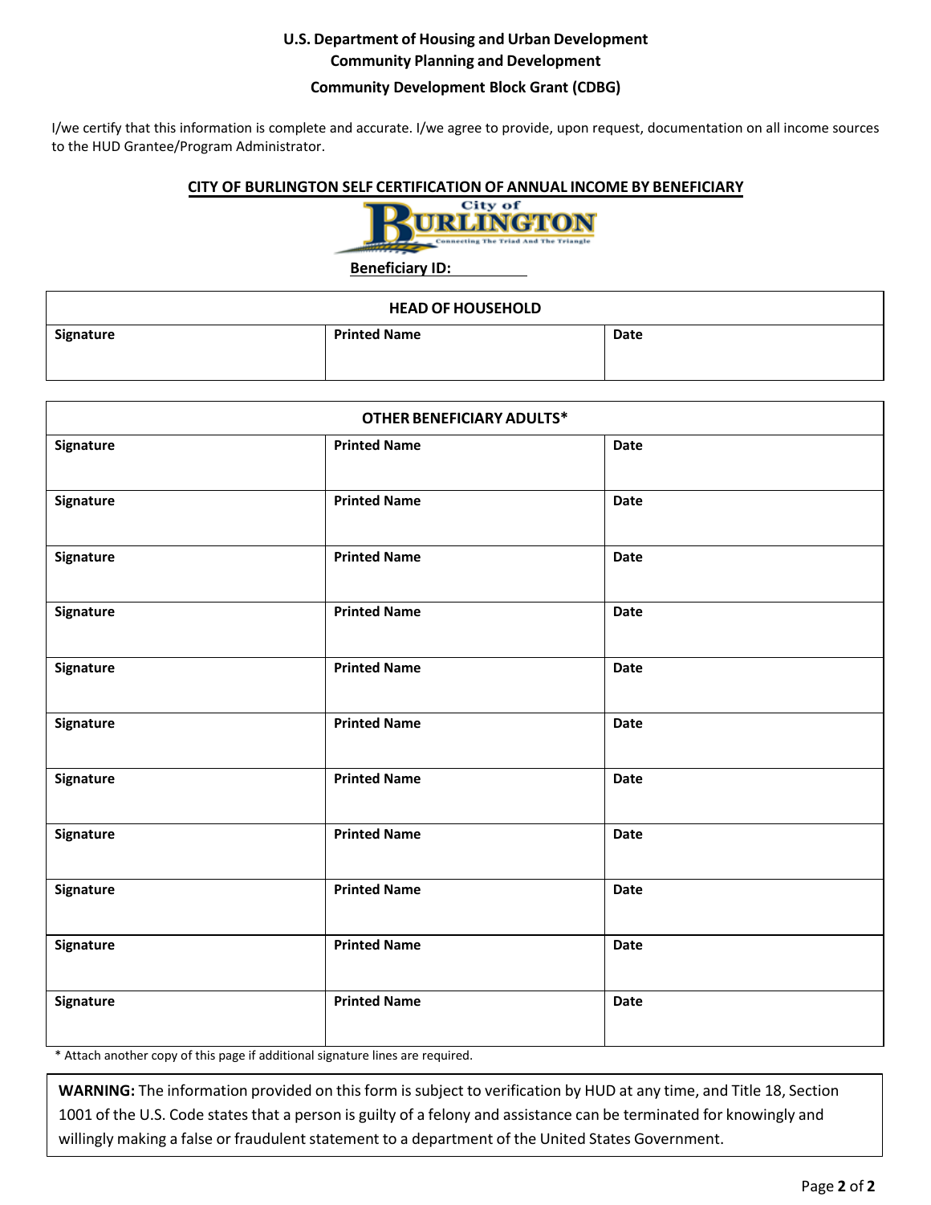**U.S. Department of Housing and Urban Development**
**Community Planning and Development**
**Community Development Block Grant (CDBG)**

I/we certify that this information is complete and accurate. I/we agree to provide, upon request, documentation on all income sources to the HUD Grantee/Program Administrator.

## CITY OF BURLINGTON SELF CERTIFICATION OF ANNUAL INCOME BY BENEFICIARY

City of BURLINGTON
Connecting The Triad And The Triangle

**Beneficiary ID:** ____________

| HEAD OF HOUSEHOLD | | |
|---|---|---|
| **Signature** | **Printed Name** | **Date** |

| OTHER BENEFICIARY ADULTS* | | |
|---|---|---|
| **Signature** | **Printed Name** | **Date** |
| **Signature** | **Printed Name** | **Date** |
| **Signature** | **Printed Name** | **Date** |
| **Signature** | **Printed Name** | **Date** |
| **Signature** | **Printed Name** | **Date** |
| **Signature** | **Printed Name** | **Date** |
| **Signature** | **Printed Name** | **Date** |
| **Signature** | **Printed Name** | **Date** |
| **Signature** | **Printed Name** | **Date** |
| **Signature** | **Printed Name** | **Date** |
| **Signature** | **Printed Name** | **Date** |

* Attach another copy of this page if additional signature lines are required.

**WARNING:** The information provided on this form is subject to verification by HUD at any time, and Title 18, Section 1001 of the U.S. Code states that a person is guilty of a felony and assistance can be terminated for knowingly and willingly making a false or fraudulent statement to a department of the United States Government.